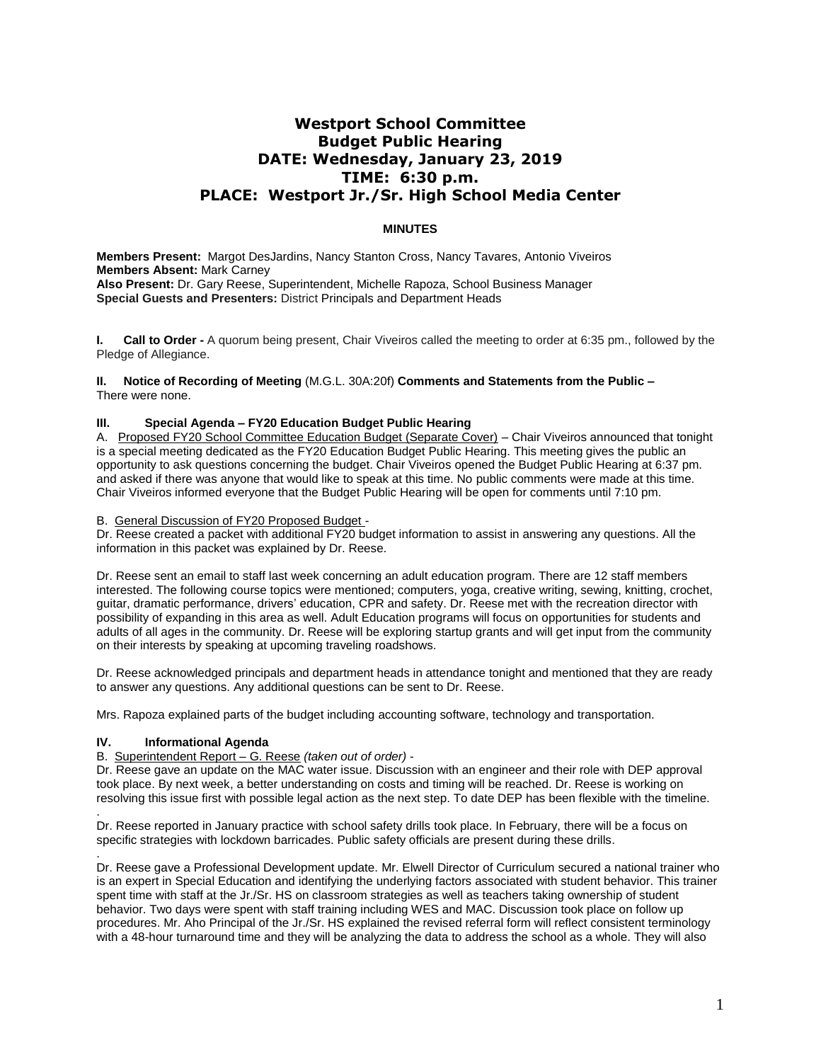# Westport School Committee
# Budget Public Hearing
# DATE: Wednesday, January 23, 2019
# TIME: 6:30 p.m.
# PLACE: Westport Jr./Sr. High School Media Center

**MINUTES**

**Members Present:** Margot DesJardins, Nancy Stanton Cross, Nancy Tavares, Antonio Viveiros
**Members Absent:** Mark Carney
**Also Present:** Dr. Gary Reese, Superintendent, Michelle Rapoza, School Business Manager
**Special Guests and Presenters:** District Principals and Department Heads

**I. Call to Order -** A quorum being present, Chair Viveiros called the meeting to order at 6:35 pm., followed by the Pledge of Allegiance.

**II. Notice of Recording of Meeting** (M.G.L. 30A:20f) **Comments and Statements from the Public –** There were none.

**III. Special Agenda – FY20 Education Budget Public Hearing**

A. Proposed FY20 School Committee Education Budget (Separate Cover) – Chair Viveiros announced that tonight is a special meeting dedicated as the FY20 Education Budget Public Hearing. This meeting gives the public an opportunity to ask questions concerning the budget. Chair Viveiros opened the Budget Public Hearing at 6:37 pm. and asked if there was anyone that would like to speak at this time. No public comments were made at this time. Chair Viveiros informed everyone that the Budget Public Hearing will be open for comments until 7:10 pm.

B. General Discussion of FY20 Proposed Budget -

Dr. Reese created a packet with additional FY20 budget information to assist in answering any questions. All the information in this packet was explained by Dr. Reese.

Dr. Reese sent an email to staff last week concerning an adult education program. There are 12 staff members interested. The following course topics were mentioned; computers, yoga, creative writing, sewing, knitting, crochet, guitar, dramatic performance, drivers' education, CPR and safety. Dr. Reese met with the recreation director with possibility of expanding in this area as well. Adult Education programs will focus on opportunities for students and adults of all ages in the community. Dr. Reese will be exploring startup grants and will get input from the community on their interests by speaking at upcoming traveling roadshows.

Dr. Reese acknowledged principals and department heads in attendance tonight and mentioned that they are ready to answer any questions. Any additional questions can be sent to Dr. Reese.

Mrs. Rapoza explained parts of the budget including accounting software, technology and transportation.

**IV. Informational Agenda**

B. Superintendent Report – G. Reese *(taken out of order)* -

Dr. Reese gave an update on the MAC water issue. Discussion with an engineer and their role with DEP approval took place. By next week, a better understanding on costs and timing will be reached. Dr. Reese is working on resolving this issue first with possible legal action as the next step. To date DEP has been flexible with the timeline.

Dr. Reese reported in January practice with school safety drills took place. In February, there will be a focus on specific strategies with lockdown barricades. Public safety officials are present during these drills.

Dr. Reese gave a Professional Development update. Mr. Elwell Director of Curriculum secured a national trainer who is an expert in Special Education and identifying the underlying factors associated with student behavior. This trainer spent time with staff at the Jr./Sr. HS on classroom strategies as well as teachers taking ownership of student behavior. Two days were spent with staff training including WES and MAC. Discussion took place on follow up procedures. Mr. Aho Principal of the Jr./Sr. HS explained the revised referral form will reflect consistent terminology with a 48-hour turnaround time and they will be analyzing the data to address the school as a whole. They will also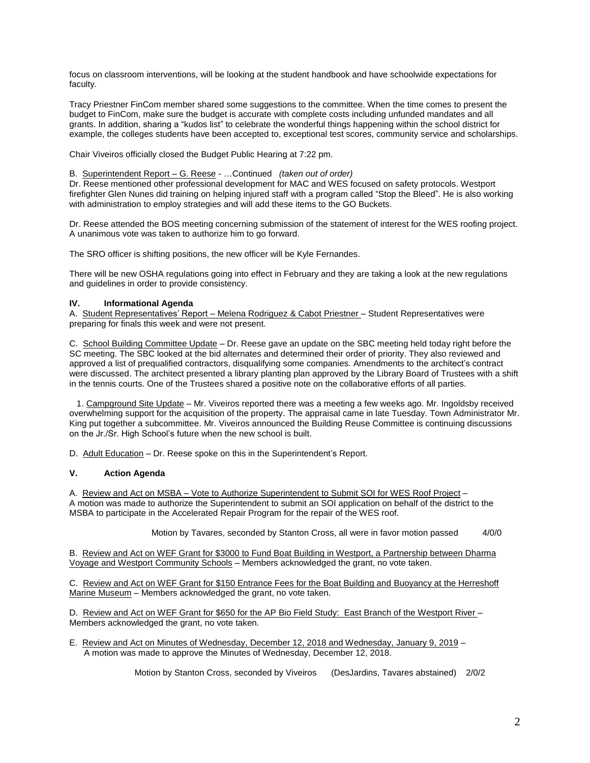focus on classroom interventions, will be looking at the student handbook and have schoolwide expectations for faculty.

Tracy Priestner FinCom member shared some suggestions to the committee. When the time comes to present the budget to FinCom, make sure the budget is accurate with complete costs including unfunded mandates and all grants. In addition, sharing a "kudos list" to celebrate the wonderful things happening within the school district for example, the colleges students have been accepted to, exceptional test scores, community service and scholarships.

Chair Viveiros officially closed the Budget Public Hearing at 7:22 pm.

B. Superintendent Report – G. Reese - …Continued *(taken out of order)*
Dr. Reese mentioned other professional development for MAC and WES focused on safety protocols. Westport firefighter Glen Nunes did training on helping injured staff with a program called "Stop the Bleed". He is also working with administration to employ strategies and will add these items to the GO Buckets.

Dr. Reese attended the BOS meeting concerning submission of the statement of interest for the WES roofing project. A unanimous vote was taken to authorize him to go forward.

The SRO officer is shifting positions, the new officer will be Kyle Fernandes.

There will be new OSHA regulations going into effect in February and they are taking a look at the new regulations and guidelines in order to provide consistency.

## IV. Informational Agenda

A. Student Representatives' Report – Melena Rodriguez & Cabot Priestner – Student Representatives were preparing for finals this week and were not present.

C. School Building Committee Update – Dr. Reese gave an update on the SBC meeting held today right before the SC meeting. The SBC looked at the bid alternates and determined their order of priority. They also reviewed and approved a list of prequalified contractors, disqualifying some companies. Amendments to the architect's contract were discussed. The architect presented a library planting plan approved by the Library Board of Trustees with a shift in the tennis courts. One of the Trustees shared a positive note on the collaborative efforts of all parties.

1. Campground Site Update – Mr. Viveiros reported there was a meeting a few weeks ago. Mr. Ingoldsby received overwhelming support for the acquisition of the property. The appraisal came in late Tuesday. Town Administrator Mr. King put together a subcommittee. Mr. Viveiros announced the Building Reuse Committee is continuing discussions on the Jr./Sr. High School's future when the new school is built.

D. Adult Education – Dr. Reese spoke on this in the Superintendent's Report.

## V. Action Agenda

A. Review and Act on MSBA – Vote to Authorize Superintendent to Submit SOI for WES Roof Project – A motion was made to authorize the Superintendent to submit an SOI application on behalf of the district to the MSBA to participate in the Accelerated Repair Program for the repair of the WES roof.

Motion by Tavares, seconded by Stanton Cross, all were in favor motion passed 4/0/0

B. Review and Act on WEF Grant for $3000 to Fund Boat Building in Westport, a Partnership between Dharma Voyage and Westport Community Schools – Members acknowledged the grant, no vote taken.

C. Review and Act on WEF Grant for $150 Entrance Fees for the Boat Building and Buoyancy at the Herreshoff Marine Museum – Members acknowledged the grant, no vote taken.

D. Review and Act on WEF Grant for $650 for the AP Bio Field Study: East Branch of the Westport River – Members acknowledged the grant, no vote taken.

E. Review and Act on Minutes of Wednesday, December 12, 2018 and Wednesday, January 9, 2019 – A motion was made to approve the Minutes of Wednesday, December 12, 2018.

Motion by Stanton Cross, seconded by Viveiros (DesJardins, Tavares abstained) 2/0/2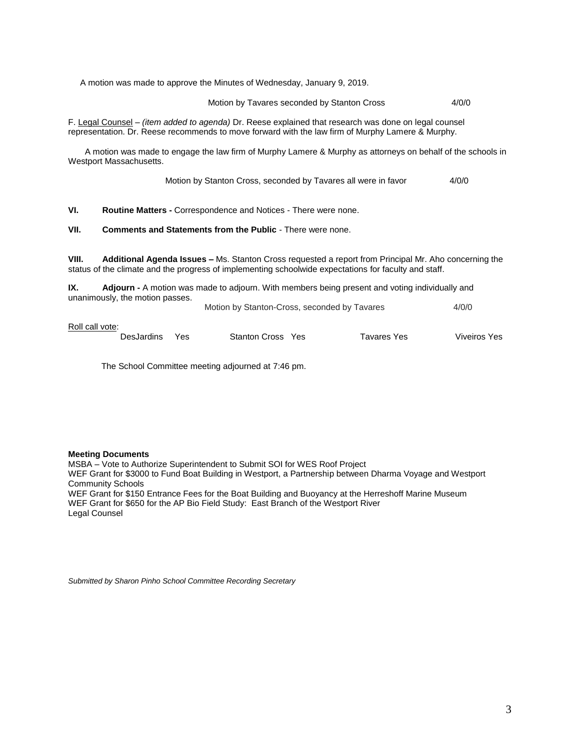A motion was made to approve the Minutes of Wednesday, January 9, 2019.

Motion by Tavares seconded by Stanton Cross 4/0/0

F. Legal Counsel – *(item added to agenda)* Dr. Reese explained that research was done on legal counsel representation. Dr. Reese recommends to move forward with the law firm of Murphy Lamere & Murphy.

A motion was made to engage the law firm of Murphy Lamere & Murphy as attorneys on behalf of the schools in Westport Massachusetts.

Motion by Stanton Cross, seconded by Tavares all were in favor 4/0/0

**VI. Routine Matters -** Correspondence and Notices - There were none.

**VII. Comments and Statements from the Public** - There were none.

**VIII. Additional Agenda Issues –** Ms. Stanton Cross requested a report from Principal Mr. Aho concerning the status of the climate and the progress of implementing schoolwide expectations for faculty and staff.

**IX. Adjourn -** A motion was made to adjourn. With members being present and voting individually and unanimously, the motion passes.

Motion by Stanton-Cross, seconded by Tavares 4/0/0

Roll call vote:

| | | | |
|---|---|---|---|
| DesJardins Yes | Stanton Cross Yes | Tavares Yes | Viveiros Yes |

The School Committee meeting adjourned at 7:46 pm.

**Meeting Documents**

MSBA – Vote to Authorize Superintendent to Submit SOI for WES Roof Project
WEF Grant for $3000 to Fund Boat Building in Westport, a Partnership between Dharma Voyage and Westport Community Schools
WEF Grant for $150 Entrance Fees for the Boat Building and Buoyancy at the Herreshoff Marine Museum
WEF Grant for $650 for the AP Bio Field Study: East Branch of the Westport River
Legal Counsel

*Submitted by Sharon Pinho School Committee Recording Secretary*